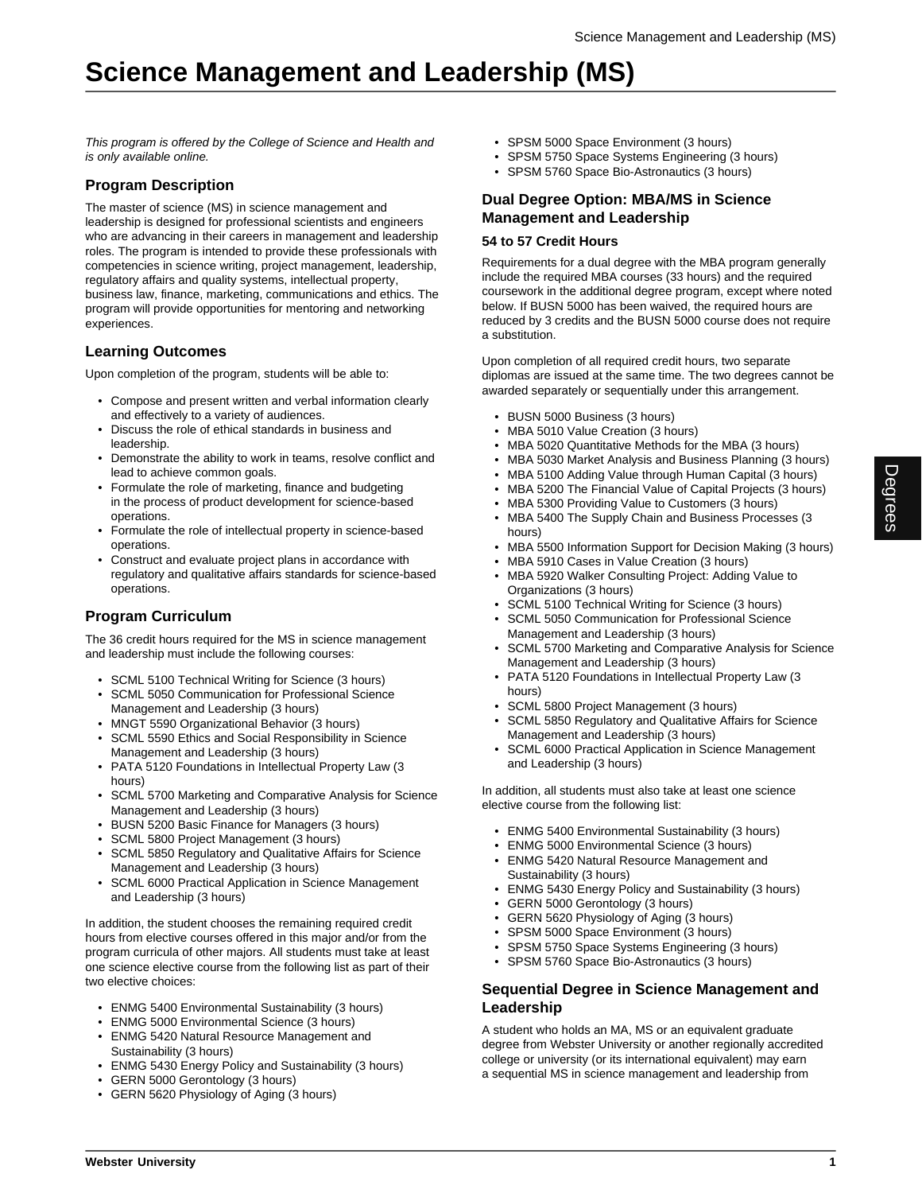# Science Management and Leadership (MS)

*This program is offered by the College of Science and Health and is only available online.*

## Program Description

The master of science (MS) in science management and leadership is designed for professional scientists and engineers who are advancing in their careers in management and leadership roles. The program is intended to provide these professionals with competencies in science writing, project management, leadership, regulatory affairs and quality systems, intellectual property, business law, finance, marketing, communications and ethics. The program will provide opportunities for mentoring and networking experiences.

## Learning Outcomes

Upon completion of the program, students will be able to:

- Compose and present written and verbal information clearly and effectively to a variety of audiences.
- Discuss the role of ethical standards in business and leadership.
- Demonstrate the ability to work in teams, resolve conflict and lead to achieve common goals.
- Formulate the role of marketing, finance and budgeting in the process of product development for science-based operations.
- Formulate the role of intellectual property in science-based operations.
- Construct and evaluate project plans in accordance with regulatory and qualitative affairs standards for science-based operations.

## Program Curriculum

The 36 credit hours required for the MS in science management and leadership must include the following courses:

- SCML 5100 Technical Writing for Science (3 hours)
- SCML 5050 Communication for Professional Science Management and Leadership (3 hours)
- MNGT 5590 Organizational Behavior (3 hours)
- SCML 5590 Ethics and Social Responsibility in Science Management and Leadership (3 hours)
- PATA 5120 Foundations in Intellectual Property Law (3 hours)
- SCML 5700 Marketing and Comparative Analysis for Science Management and Leadership (3 hours)
- BUSN 5200 Basic Finance for Managers (3 hours)
- SCML 5800 Project Management (3 hours)
- SCML 5850 Regulatory and Qualitative Affairs for Science Management and Leadership (3 hours)
- SCML 6000 Practical Application in Science Management and Leadership (3 hours)

In addition, the student chooses the remaining required credit hours from elective courses offered in this major and/or from the program curricula of other majors. All students must take at least one science elective course from the following list as part of their two elective choices:

- ENMG 5400 Environmental Sustainability (3 hours)
- ENMG 5000 Environmental Science (3 hours)
- ENMG 5420 Natural Resource Management and Sustainability (3 hours)
- ENMG 5430 Energy Policy and Sustainability (3 hours)
- GERN 5000 Gerontology (3 hours)
- GERN 5620 Physiology of Aging (3 hours)
- SPSM 5000 Space Environment (3 hours)
- SPSM 5750 Space Systems Engineering (3 hours)
- SPSM 5760 Space Bio-Astronautics (3 hours)

## Dual Degree Option: MBA/MS in Science Management and Leadership

### 54 to 57 Credit Hours

Requirements for a dual degree with the MBA program generally include the required MBA courses (33 hours) and the required coursework in the additional degree program, except where noted below. If BUSN 5000 has been waived, the required hours are reduced by 3 credits and the BUSN 5000 course does not require a substitution.

Upon completion of all required credit hours, two separate diplomas are issued at the same time. The two degrees cannot be awarded separately or sequentially under this arrangement.

- BUSN 5000 Business (3 hours)
- MBA 5010 Value Creation (3 hours)
- MBA 5020 Quantitative Methods for the MBA (3 hours)
- MBA 5030 Market Analysis and Business Planning (3 hours)
- MBA 5100 Adding Value through Human Capital (3 hours)
- MBA 5200 The Financial Value of Capital Projects (3 hours)
- MBA 5300 Providing Value to Customers (3 hours)
- MBA 5400 The Supply Chain and Business Processes (3 hours)
- MBA 5500 Information Support for Decision Making (3 hours)
- MBA 5910 Cases in Value Creation (3 hours)
- MBA 5920 Walker Consulting Project: Adding Value to Organizations (3 hours)
- SCML 5100 Technical Writing for Science (3 hours)
- SCML 5050 Communication for Professional Science Management and Leadership (3 hours)
- SCML 5700 Marketing and Comparative Analysis for Science Management and Leadership (3 hours)
- PATA 5120 Foundations in Intellectual Property Law (3 hours)
- SCML 5800 Project Management (3 hours)
- SCML 5850 Regulatory and Qualitative Affairs for Science Management and Leadership (3 hours)
- SCML 6000 Practical Application in Science Management and Leadership (3 hours)

In addition, all students must also take at least one science elective course from the following list:

- ENMG 5400 Environmental Sustainability (3 hours)
- ENMG 5000 Environmental Science (3 hours)
- ENMG 5420 Natural Resource Management and Sustainability (3 hours)
- ENMG 5430 Energy Policy and Sustainability (3 hours)
- GERN 5000 Gerontology (3 hours)
- GERN 5620 Physiology of Aging (3 hours)
- SPSM 5000 Space Environment (3 hours)
- SPSM 5750 Space Systems Engineering (3 hours)
- SPSM 5760 Space Bio-Astronautics (3 hours)

## Sequential Degree in Science Management and Leadership

A student who holds an MA, MS or an equivalent graduate degree from Webster University or another regionally accredited college or university (or its international equivalent) may earn a sequential MS in science management and leadership from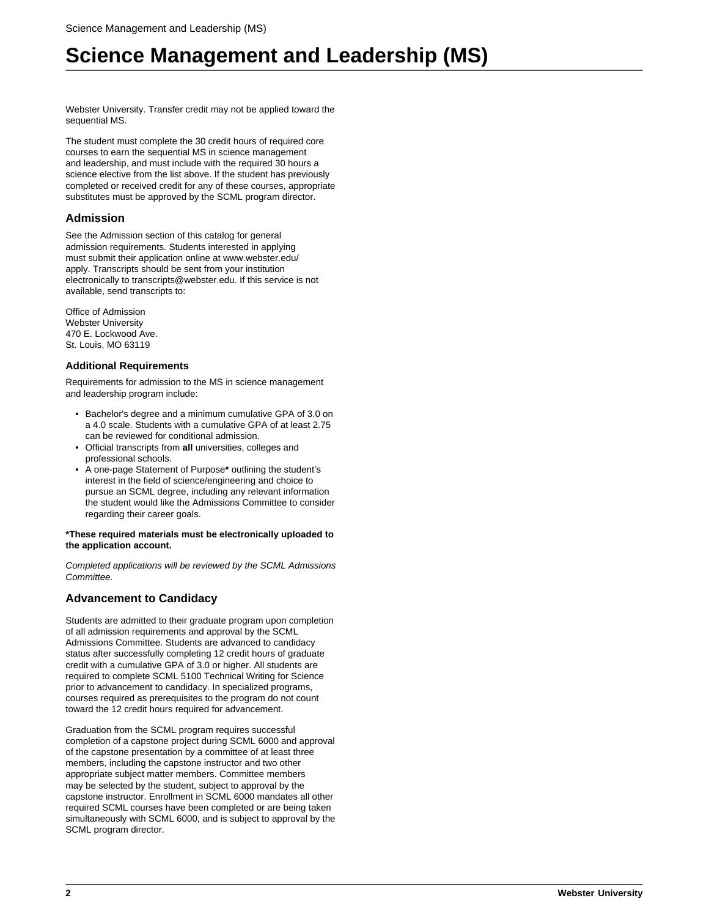Webster University. Transfer credit may not be applied toward the sequential MS.

The student must complete the 30 credit hours of required core courses to earn the sequential MS in science management and leadership, and must include with the required 30 hours a science elective from the list above. If the student has previously completed or received credit for any of these courses, appropriate substitutes must be approved by the SCML program director.

## Admission

See the Admission section of this catalog for general admission requirements. Students interested in applying must submit their application online at www.webster.edu/apply. Transcripts should be sent from your institution electronically to transcripts@webster.edu. If this service is not available, send transcripts to:

Office of Admission
Webster University
470 E. Lockwood Ave.
St. Louis, MO 63119

### Additional Requirements

Requirements for admission to the MS in science management and leadership program include:

- Bachelor's degree and a minimum cumulative GPA of 3.0 on a 4.0 scale. Students with a cumulative GPA of at least 2.75 can be reviewed for conditional admission.
- Official transcripts from **all** universities, colleges and professional schools.
- A one-page Statement of Purpose**\*** outlining the student's interest in the field of science/engineering and choice to pursue an SCML degree, including any relevant information the student would like the Admissions Committee to consider regarding their career goals.

**\*These required materials must be electronically uploaded to the application account.**

*Completed applications will be reviewed by the SCML Admissions Committee.*

## Advancement to Candidacy

Students are admitted to their graduate program upon completion of all admission requirements and approval by the SCML Admissions Committee. Students are advanced to candidacy status after successfully completing 12 credit hours of graduate credit with a cumulative GPA of 3.0 or higher. All students are required to complete SCML 5100 Technical Writing for Science prior to advancement to candidacy. In specialized programs, courses required as prerequisites to the program do not count toward the 12 credit hours required for advancement.

Graduation from the SCML program requires successful completion of a capstone project during SCML 6000 and approval of the capstone presentation by a committee of at least three members, including the capstone instructor and two other appropriate subject matter members. Committee members may be selected by the student, subject to approval by the capstone instructor. Enrollment in SCML 6000 mandates all other required SCML courses have been completed or are being taken simultaneously with SCML 6000, and is subject to approval by the SCML program director.